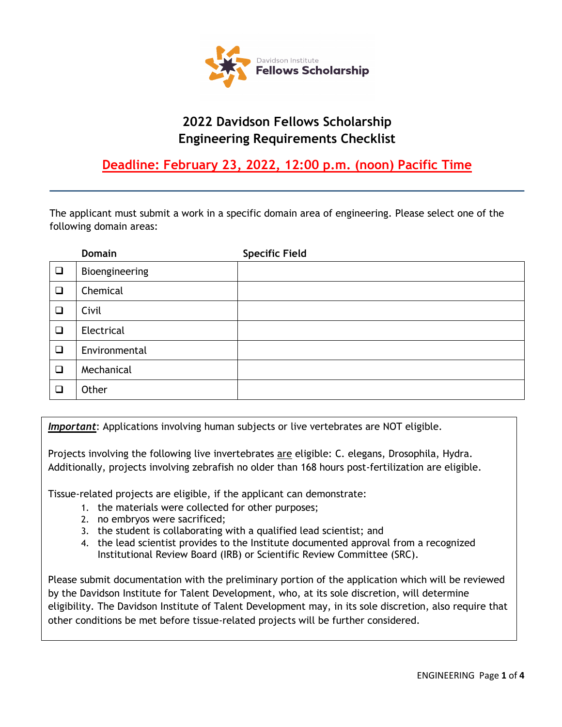Davidson Institute
**Fellows Scholarship**

# 2022 Davidson Fellows Scholarship
# Engineering Requirements Checklist

## Deadline: February 23, 2022, 12:00 p.m. (noon) Pacific Time

---

The applicant must submit a work in a specific domain area of engineering. Please select one of the following domain areas:

| | Domain | Specific Field |
|---|---|---|
| ❑ | Bioengineering | |
| ❑ | Chemical | |
| ❑ | Civil | |
| ❑ | Electrical | |
| ❑ | Environmental | |
| ❑ | Mechanical | |
| ❑ | Other | |

***Important***: Applications involving human subjects or live vertebrates are NOT eligible.

Projects involving the following live invertebrates are eligible: C. elegans, Drosophila, Hydra. Additionally, projects involving zebrafish no older than 168 hours post-fertilization are eligible.

Tissue-related projects are eligible, if the applicant can demonstrate:

1. the materials were collected for other purposes;
2. no embryos were sacrificed;
3. the student is collaborating with a qualified lead scientist; and
4. the lead scientist provides to the Institute documented approval from a recognized Institutional Review Board (IRB) or Scientific Review Committee (SRC).

Please submit documentation with the preliminary portion of the application which will be reviewed by the Davidson Institute for Talent Development, who, at its sole discretion, will determine eligibility. The Davidson Institute of Talent Development may, in its sole discretion, also require that other conditions be met before tissue-related projects will be further considered.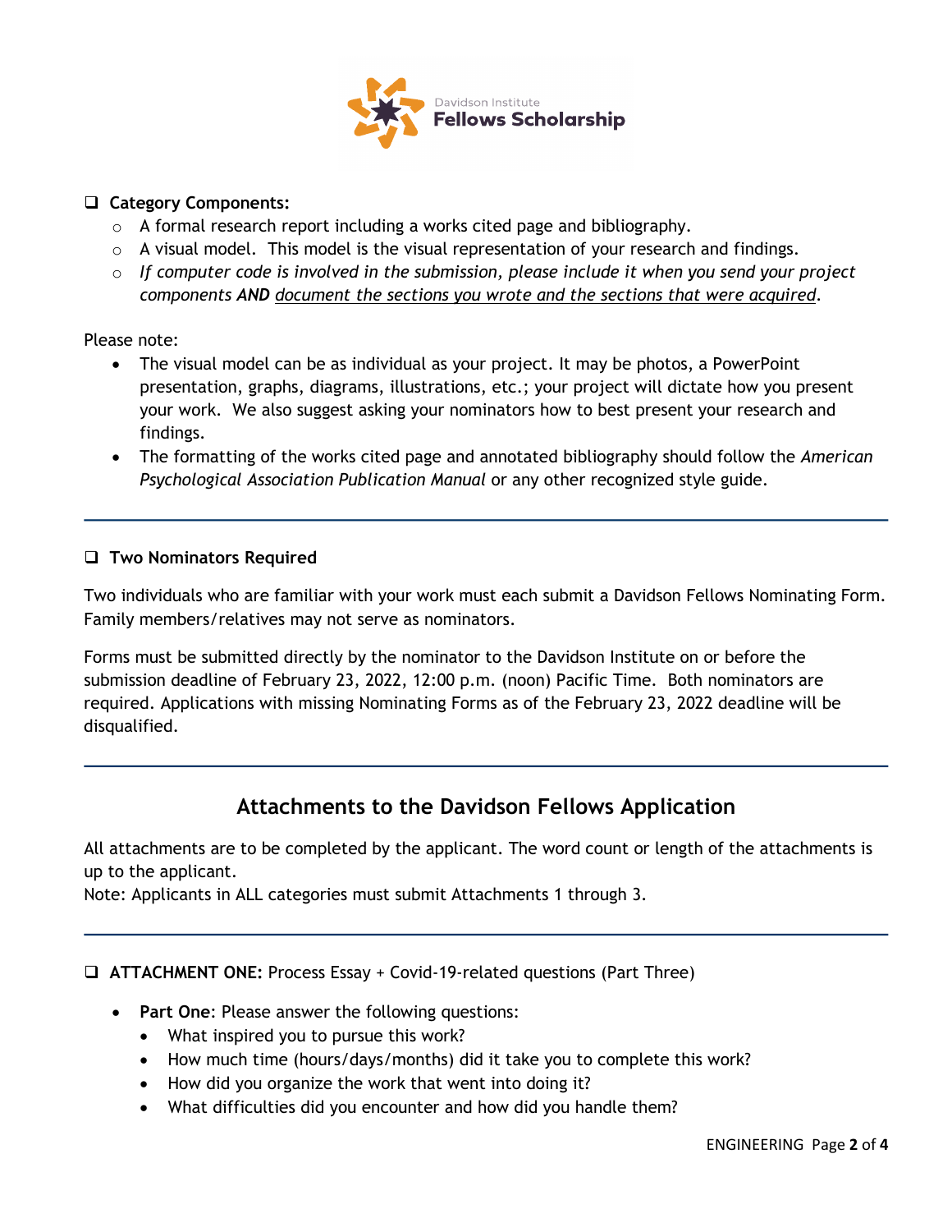- **Category Components:**
  - A formal research report including a works cited page and bibliography.
  - A visual model. This model is the visual representation of your research and findings.
  - *If computer code is involved in the submission, please include it when you send your project components* ***AND*** *document the sections you wrote and the sections that were acquired*.

Please note:

- The visual model can be as individual as your project. It may be photos, a PowerPoint presentation, graphs, diagrams, illustrations, etc.; your project will dictate how you present your work. We also suggest asking your nominators how to best present your research and findings.
- The formatting of the works cited page and annotated bibliography should follow the *American Psychological Association Publication Manual* or any other recognized style guide.

---

- **Two Nominators Required**

Two individuals who are familiar with your work must each submit a Davidson Fellows Nominating Form. Family members/relatives may not serve as nominators.

Forms must be submitted directly by the nominator to the Davidson Institute on or before the submission deadline of February 23, 2022, 12:00 p.m. (noon) Pacific Time. Both nominators are required. Applications with missing Nominating Forms as of the February 23, 2022 deadline will be disqualified.

---

## Attachments to the Davidson Fellows Application

All attachments are to be completed by the applicant. The word count or length of the attachments is up to the applicant.
Note: Applicants in ALL categories must submit Attachments 1 through 3.

---

- **ATTACHMENT ONE:** Process Essay + Covid-19-related questions (Part Three)

  - **Part One**: Please answer the following questions:
    - What inspired you to pursue this work?
    - How much time (hours/days/months) did it take you to complete this work?
    - How did you organize the work that went into doing it?
    - What difficulties did you encounter and how did you handle them?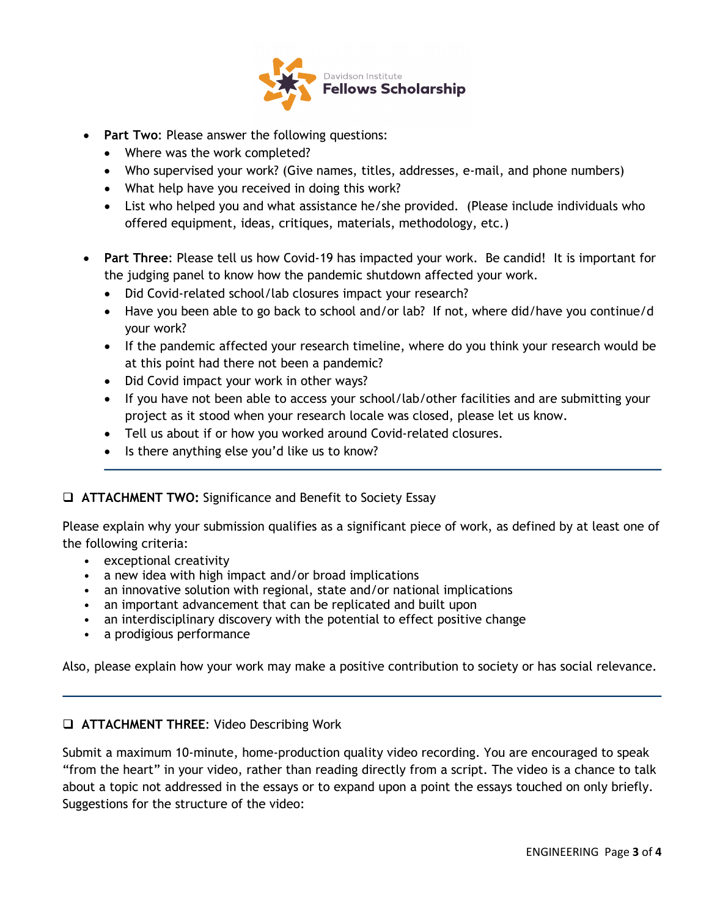- **Part Two**: Please answer the following questions:
  - Where was the work completed?
  - Who supervised your work? (Give names, titles, addresses, e-mail, and phone numbers)
  - What help have you received in doing this work?
  - List who helped you and what assistance he/she provided. (Please include individuals who offered equipment, ideas, critiques, materials, methodology, etc.)

- **Part Three**: Please tell us how Covid-19 has impacted your work. Be candid! It is important for the judging panel to know how the pandemic shutdown affected your work.
  - Did Covid-related school/lab closures impact your research?
  - Have you been able to go back to school and/or lab? If not, where did/have you continue/d your work?
  - If the pandemic affected your research timeline, where do you think your research would be at this point had there not been a pandemic?
  - Did Covid impact your work in other ways?
  - If you have not been able to access your school/lab/other facilities and are submitting your project as it stood when your research locale was closed, please let us know.
  - Tell us about if or how you worked around Covid-related closures.
  - Is there anything else you'd like us to know?

---

❑ **ATTACHMENT TWO:** Significance and Benefit to Society Essay

Please explain why your submission qualifies as a significant piece of work, as defined by at least one of the following criteria:

- exceptional creativity
- a new idea with high impact and/or broad implications
- an innovative solution with regional, state and/or national implications
- an important advancement that can be replicated and built upon
- an interdisciplinary discovery with the potential to effect positive change
- a prodigious performance

Also, please explain how your work may make a positive contribution to society or has social relevance.

---

❑ **ATTACHMENT THREE**: Video Describing Work

Submit a maximum 10-minute, home-production quality video recording. You are encouraged to speak "from the heart" in your video, rather than reading directly from a script. The video is a chance to talk about a topic not addressed in the essays or to expand upon a point the essays touched on only briefly. Suggestions for the structure of the video: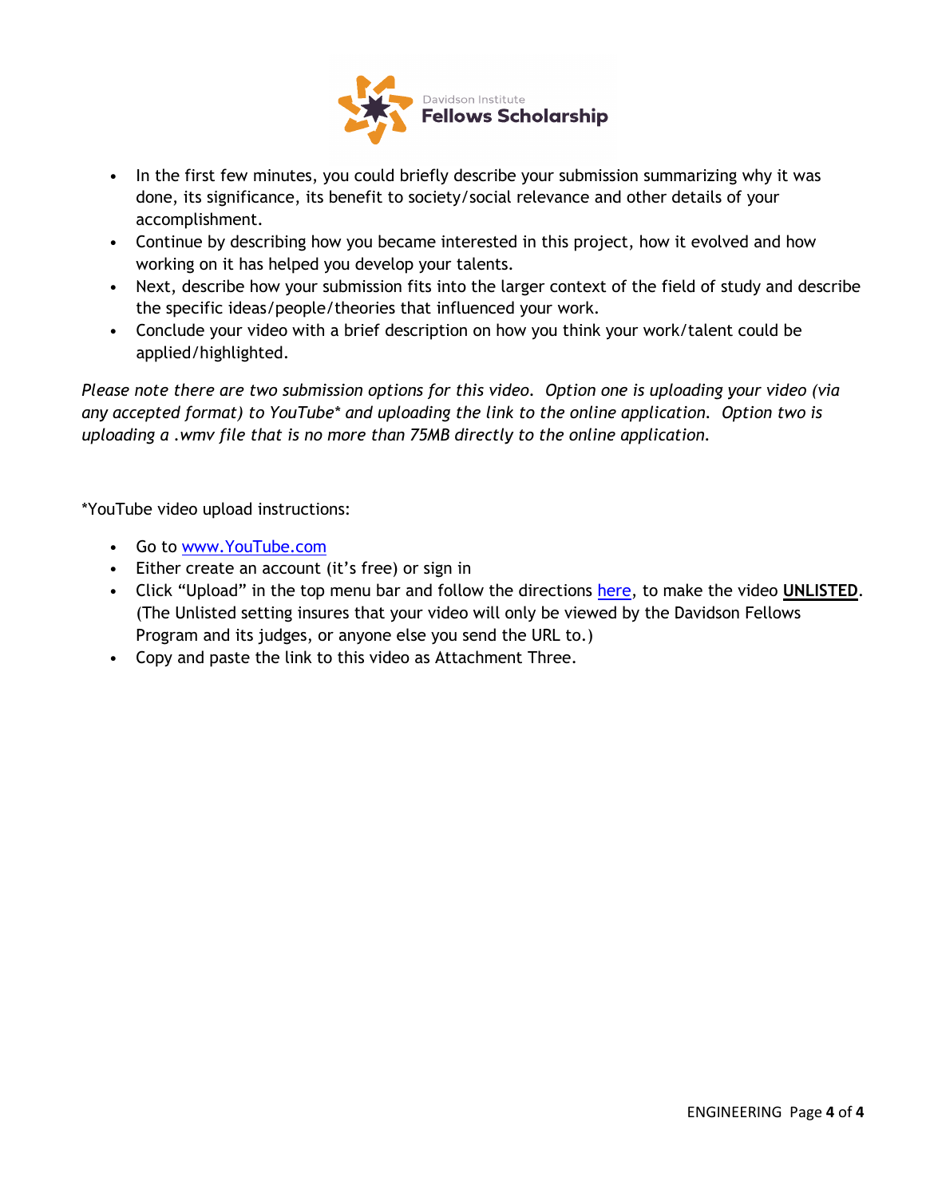- In the first few minutes, you could briefly describe your submission summarizing why it was done, its significance, its benefit to society/social relevance and other details of your accomplishment.
- Continue by describing how you became interested in this project, how it evolved and how working on it has helped you develop your talents.
- Next, describe how your submission fits into the larger context of the field of study and describe the specific ideas/people/theories that influenced your work.
- Conclude your video with a brief description on how you think your work/talent could be applied/highlighted.

*Please note there are two submission options for this video. Option one is uploading your video (via any accepted format) to YouTube* and uploading the link to the online application. Option two is uploading a .wmv file that is no more than 75MB directly to the online application.*

*YouTube video upload instructions:

- Go to www.YouTube.com
- Either create an account (it's free) or sign in
- Click "Upload" in the top menu bar and follow the directions here, to make the video **UNLISTED**. (The Unlisted setting insures that your video will only be viewed by the Davidson Fellows Program and its judges, or anyone else you send the URL to.)
- Copy and paste the link to this video as Attachment Three.